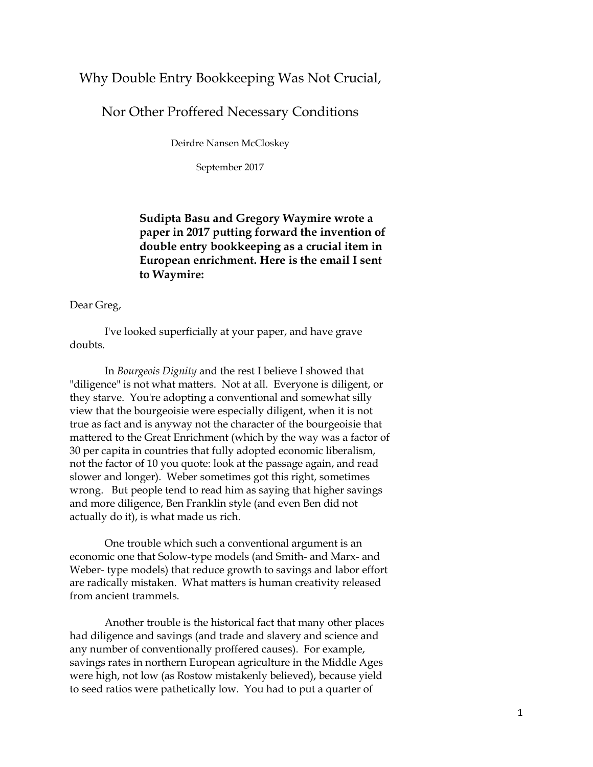# Why Double Entry Bookkeeping Was Not Crucial,

# Nor Other Proffered Necessary Conditions

Deirdre Nansen McCloskey

September 2017

**Sudipta Basu and Gregory Waymire wrote a paper in 2017 putting forward the invention of double entry bookkeeping as a crucial item in European enrichment. Here is the email I sent to Waymire:**

Dear Greg,

I've looked superficially at your paper, and have grave doubts.

In *Bourgeois Dignity* and the rest I believe I showed that "diligence" is not what matters. Not at all. Everyone is diligent, or they starve. You're adopting a conventional and somewhat silly view that the bourgeoisie were especially diligent, when it is not true as fact and is anyway not the character of the bourgeoisie that mattered to the Great Enrichment (which by the way was a factor of 30 per capita in countries that fully adopted economic liberalism, not the factor of 10 you quote: look at the passage again, and read slower and longer). Weber sometimes got this right, sometimes wrong. But people tend to read him as saying that higher savings and more diligence, Ben Franklin style (and even Ben did not actually do it), is what made us rich.

One trouble which such a conventional argument is an economic one that Solow-type models (and Smith- and Marx- and Weber- type models) that reduce growth to savings and labor effort are radically mistaken. What matters is human creativity released from ancient trammels.

Another trouble is the historical fact that many other places had diligence and savings (and trade and slavery and science and any number of conventionally proffered causes). For example, savings rates in northern European agriculture in the Middle Ages were high, not low (as Rostow mistakenly believed), because yield to seed ratios were pathetically low. You had to put a quarter of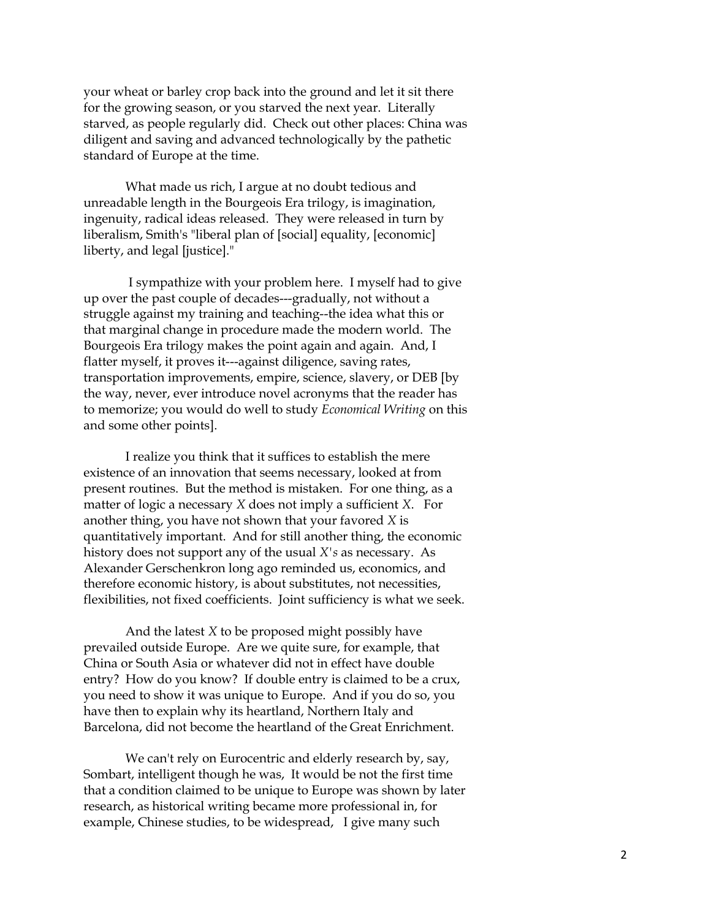your wheat or barley crop back into the ground and let it sit there for the growing season, or you starved the next year. Literally starved, as people regularly did. Check out other places: China was diligent and saving and advanced technologically by the pathetic standard of Europe at the time.

What made us rich, I argue at no doubt tedious and unreadable length in the Bourgeois Era trilogy, is imagination, ingenuity, radical ideas released. They were released in turn by liberalism, Smith's "liberal plan of [social] equality, [economic] liberty, and legal [justice]."

I sympathize with your problem here. I myself had to give up over the past couple of decades---gradually, not without a struggle against my training and teaching--the idea what this or that marginal change in procedure made the modern world. The Bourgeois Era trilogy makes the point again and again. And, I flatter myself, it proves it---against diligence, saving rates, transportation improvements, empire, science, slavery, or DEB [by the way, never, ever introduce novel acronyms that the reader has to memorize; you would do well to study *Economical Writing* on this and some other points].

I realize you think that it suffices to establish the mere existence of an innovation that seems necessary, looked at from present routines. But the method is mistaken. For one thing, as a matter of logic a necessary *X* does not imply a sufficient *X*. For another thing, you have not shown that your favored *X* is quantitatively important. And for still another thing, the economic history does not support any of the usual *X's* as necessary. As Alexander Gerschenkron long ago reminded us, economics, and therefore economic history, is about substitutes, not necessities, flexibilities, not fixed coefficients. Joint sufficiency is what we seek.

And the latest *X* to be proposed might possibly have prevailed outside Europe. Are we quite sure, for example, that China or South Asia or whatever did not in effect have double entry? How do you know? If double entry is claimed to be a crux, you need to show it was unique to Europe. And if you do so, you have then to explain why its heartland, Northern Italy and Barcelona, did not become the heartland of the Great Enrichment.

We can't rely on Eurocentric and elderly research by, say, Sombart, intelligent though he was, It would be not the first time that a condition claimed to be unique to Europe was shown by later research, as historical writing became more professional in, for example, Chinese studies, to be widespread, I give many such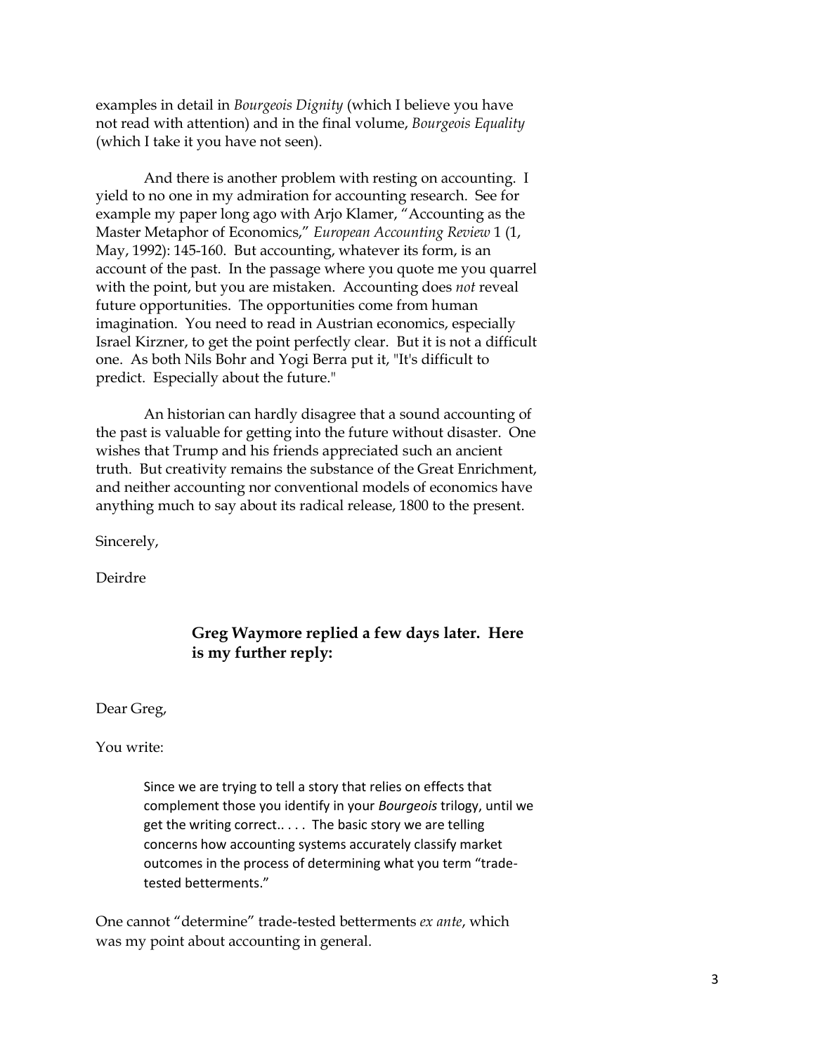examples in detail in *Bourgeois Dignity* (which I believe you have not read with attention) and in the final volume, *Bourgeois Equality* (which I take it you have not seen).

And there is another problem with resting on accounting. I yield to no one in my admiration for accounting research. See for example my paper long ago with Arjo Klamer, "Accounting as the Master Metaphor of Economics," *European Accounting Review* 1 (1, May, 1992): 145-160. But accounting, whatever its form, is an account of the past. In the passage where you quote me you quarrel with the point, but you are mistaken. Accounting does *not* reveal future opportunities. The opportunities come from human imagination. You need to read in Austrian economics, especially Israel Kirzner, to get the point perfectly clear. But it is not a difficult one. As both Nils Bohr and Yogi Berra put it, "It's difficult to predict. Especially about the future."

An historian can hardly disagree that a sound accounting of the past is valuable for getting into the future without disaster. One wishes that Trump and his friends appreciated such an ancient truth. But creativity remains the substance of the Great Enrichment, and neither accounting nor conventional models of economics have anything much to say about its radical release, 1800 to the present.

Sincerely,

Deirdre

**Greg Waymore replied a few days later. Here is my further reply:**

Dear Greg,

You write:

> Since we are trying to tell a story that relies on effects that complement those you identify in your *Bourgeois* trilogy, until we get the writing correct.. . . . The basic story we are telling concerns how accounting systems accurately classify market outcomes in the process of determining what you term "trade-tested betterments."

One cannot "determine" trade-tested betterments *ex ante*, which was my point about accounting in general.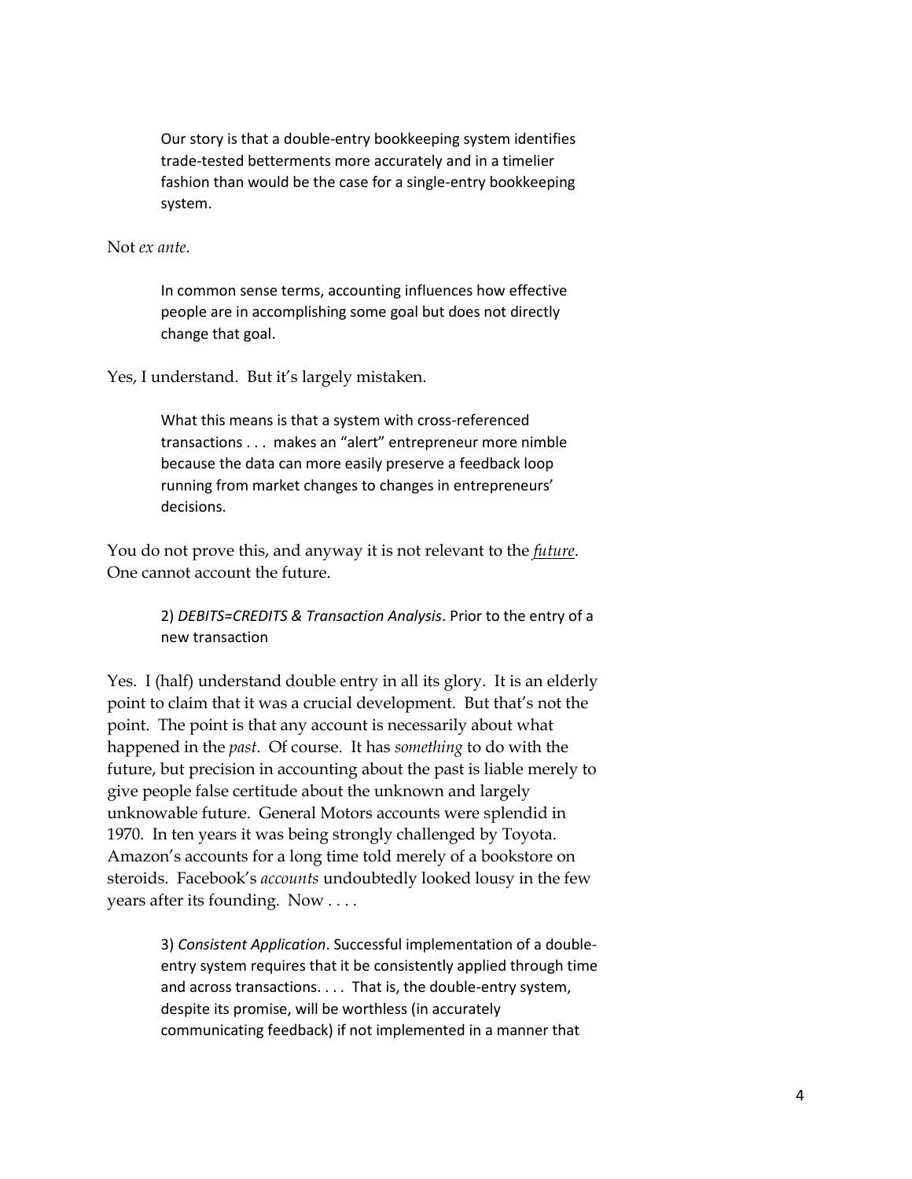> Our story is that a double-entry bookkeeping system identifies trade-tested betterments more accurately and in a timelier fashion than would be the case for a single-entry bookkeeping system.

Not *ex ante.*

> In common sense terms, accounting influences how effective people are in accomplishing some goal but does not directly change that goal.

Yes, I understand. But it's largely mistaken.

> What this means is that a system with cross-referenced transactions . . . makes an "alert" entrepreneur more nimble because the data can more easily preserve a feedback loop running from market changes to changes in entrepreneurs' decisions.

You do not prove this, and anyway it is not relevant to the ***future***. One cannot account the future.

> 2) *DEBITS=CREDITS & Transaction Analysis*. Prior to the entry of a new transaction

Yes. I (half) understand double entry in all its glory. It is an elderly point to claim that it was a crucial development. But that's not the point. The point is that any account is necessarily about what happened in the *past*. Of course. It has *something* to do with the future, but precision in accounting about the past is liable merely to give people false certitude about the unknown and largely unknowable future. General Motors accounts were splendid in 1970. In ten years it was being strongly challenged by Toyota. Amazon's accounts for a long time told merely of a bookstore on steroids. Facebook's *accounts* undoubtedly looked lousy in the few years after its founding. Now . . . .

> 3) *Consistent Application*. Successful implementation of a double-entry system requires that it be consistently applied through time and across transactions. . . . That is, the double-entry system, despite its promise, will be worthless (in accurately communicating feedback) if not implemented in a manner that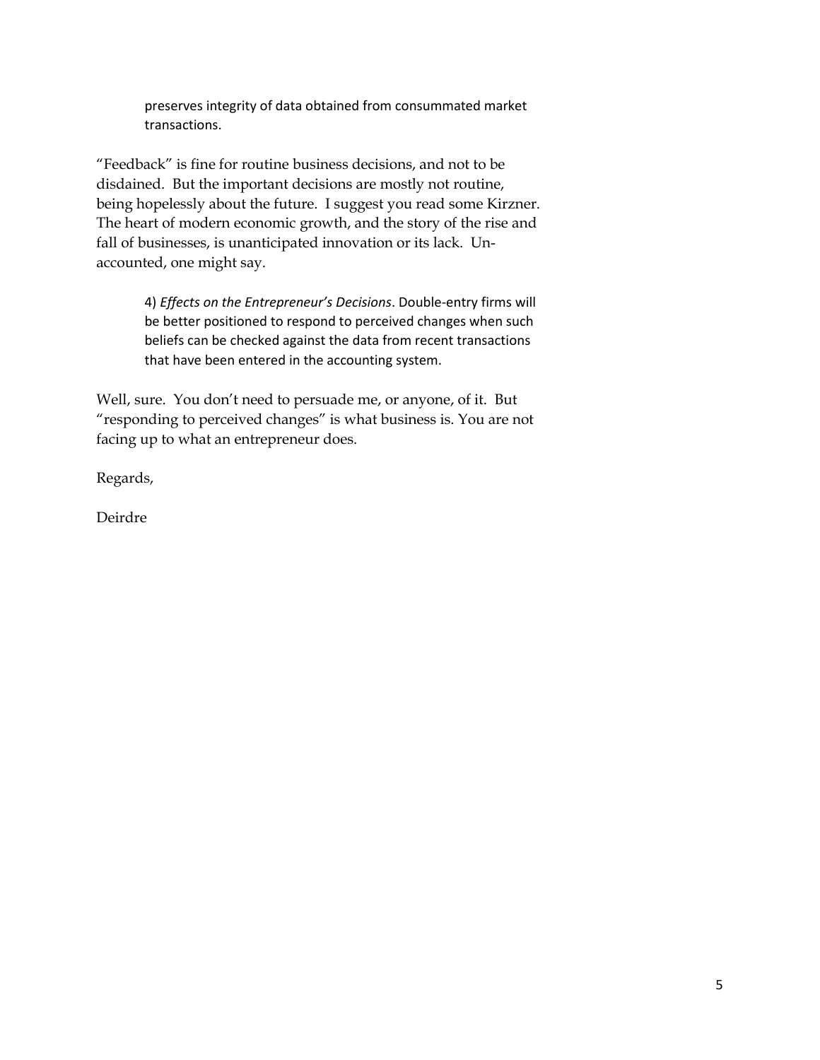> preserves integrity of data obtained from consummated market transactions.

"Feedback" is fine for routine business decisions, and not to be disdained. But the important decisions are mostly not routine, being hopelessly about the future. I suggest you read some Kirzner. The heart of modern economic growth, and the story of the rise and fall of businesses, is unanticipated innovation or its lack. Un-accounted, one might say.

> 4) *Effects on the Entrepreneur's Decisions*. Double-entry firms will be better positioned to respond to perceived changes when such beliefs can be checked against the data from recent transactions that have been entered in the accounting system.

Well, sure. You don't need to persuade me, or anyone, of it. But "responding to perceived changes" is what business is. You are not facing up to what an entrepreneur does.

Regards,

Deirdre